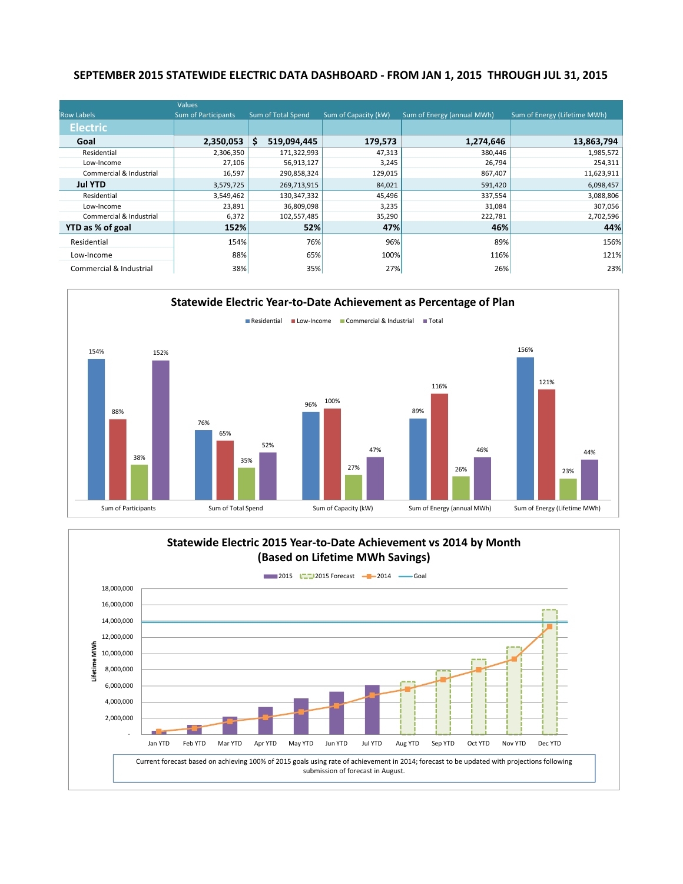# SEPTEMBER 2015 STATEWIDE ELECTRIC DATA DASHBOARD - FROM JAN 1, 2015 THROUGH JUL 31, 2015

| Row Labels | Sum of Participants | Sum of Total Spend | Sum of Capacity (kW) | Sum of Energy (annual MWh) | Sum of Energy (Lifetime MWh) |
|---|---|---|---|---|---|
| **Electric** | | | | | |
| **Goal** | **2,350,053** | **$ 519,094,445** | **179,573** | **1,274,646** | **13,863,794** |
| Residential | 2,306,350 | 171,322,993 | 47,313 | 380,446 | 1,985,572 |
| Low-Income | 27,106 | 56,913,127 | 3,245 | 26,794 | 254,311 |
| Commercial & Industrial | 16,597 | 290,858,324 | 129,015 | 867,407 | 11,623,911 |
| **Jul YTD** | 3,579,725 | 269,713,915 | 84,021 | 591,420 | 6,098,457 |
| Residential | 3,549,462 | 130,347,332 | 45,496 | 337,554 | 3,088,806 |
| Low-Income | 23,891 | 36,809,098 | 3,235 | 31,084 | 307,056 |
| Commercial & Industrial | 6,372 | 102,557,485 | 35,290 | 222,781 | 2,702,596 |
| **YTD as % of goal** | **152%** | **52%** | **47%** | **46%** | **44%** |
| Residential | 154% | 76% | 96% | 89% | 156% |
| Low-Income | 88% | 65% | 100% | 116% | 121% |
| Commercial & Industrial | 38% | 35% | 27% | 26% | 23% |

## Statewide Electric Year-to-Date Achievement as Percentage of Plan

| | Residential | Low-Income | Commercial & Industrial | Total |
|---|---|---|---|---|
| Sum of Participants | 154% | 88% | 38% | 152% |
| Sum of Total Spend | 76% | 65% | 35% | 52% |
| Sum of Capacity (kW) | 96% | 100% | 27% | 47% |
| Sum of Energy (annual MWh) | 89% | 116% | 26% | 46% |
| Sum of Energy (Lifetime MWh) | 156% | 121% | 23% | 44% |

## Statewide Electric 2015 Year-to-Date Achievement vs 2014 by Month (Based on Lifetime MWh Savings)

Legend: 2015, 2015 Forecast, 2014, Goal

Current forecast based on achieving 100% of 2015 goals using rate of achievement in 2014; forecast to be updated with projections following submission of forecast in August.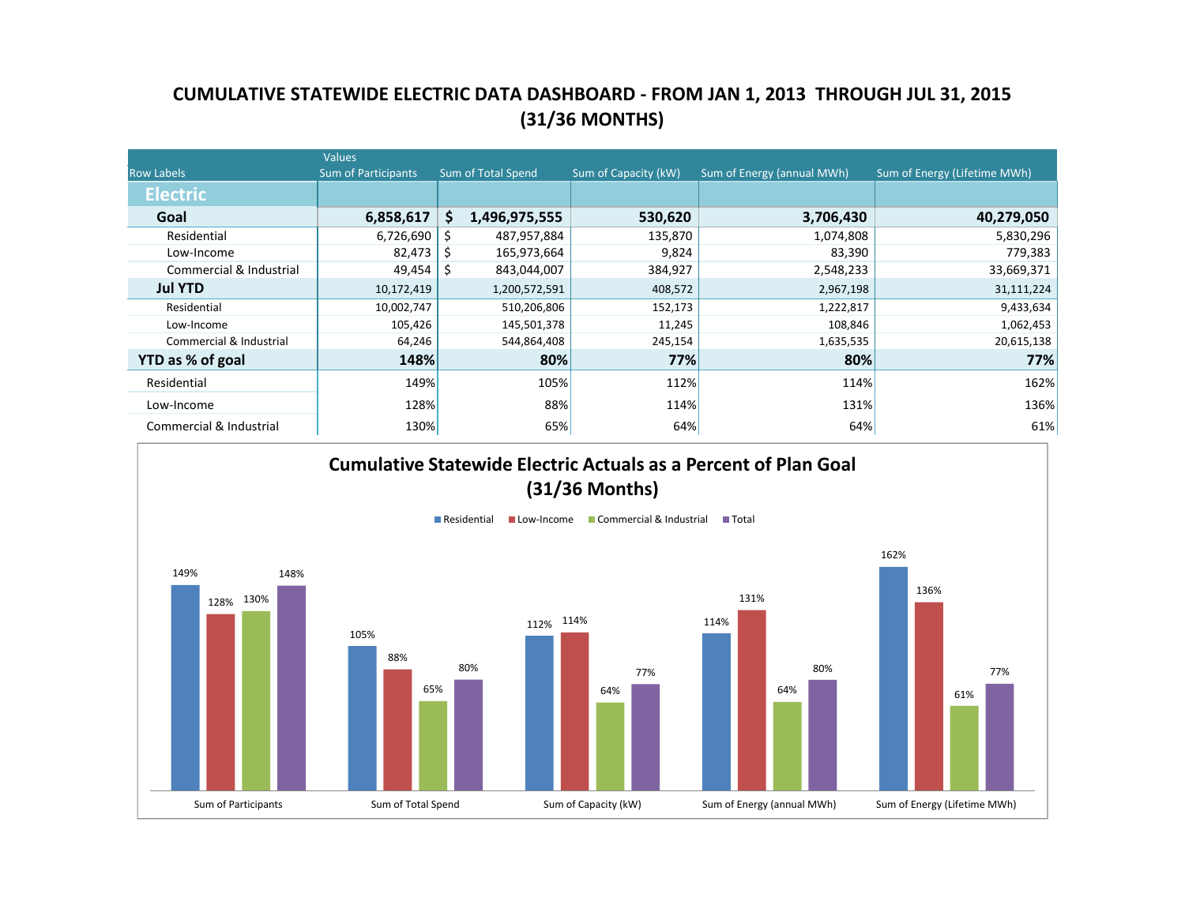# CUMULATIVE STATEWIDE ELECTRIC DATA DASHBOARD - FROM JAN 1, 2013 THROUGH JUL 31, 2015 (31/36 MONTHS)

| Row Labels | Values<br>Sum of Participants | Sum of Total Spend | Sum of Capacity (kW) | Sum of Energy (annual MWh) | Sum of Energy (Lifetime MWh) |
|---|---|---|---|---|---|
| **Electric** | | | | | |
| **Goal** | **6,858,617** | **$ 1,496,975,555** | **530,620** | **3,706,430** | **40,279,050** |
| Residential | 6,726,690 | $ 487,957,884 | 135,870 | 1,074,808 | 5,830,296 |
| Low-Income | 82,473 | $ 165,973,664 | 9,824 | 83,390 | 779,383 |
| Commercial & Industrial | 49,454 | $ 843,044,007 | 384,927 | 2,548,233 | 33,669,371 |
| **Jul YTD** | 10,172,419 | 1,200,572,591 | 408,572 | 2,967,198 | 31,111,224 |
| Residential | 10,002,747 | 510,206,806 | 152,173 | 1,222,817 | 9,433,634 |
| Low-Income | 105,426 | 145,501,378 | 11,245 | 108,846 | 1,062,453 |
| Commercial & Industrial | 64,246 | 544,864,408 | 245,154 | 1,635,535 | 20,615,138 |
| **YTD as % of goal** | **148%** | **80%** | **77%** | **80%** | **77%** |
| Residential | 149% | 105% | 112% | 114% | 162% |
| Low-Income | 128% | 88% | 114% | 131% | 136% |
| Commercial & Industrial | 130% | 65% | 64% | 64% | 61% |

## Cumulative Statewide Electric Actuals as a Percent of Plan Goal (31/36 Months)

| | Residential | Low-Income | Commercial & Industrial | Total |
|---|---|---|---|---|
| Sum of Participants | 149% | 128% | 130% | 148% |
| Sum of Total Spend | 105% | 88% | 65% | 80% |
| Sum of Capacity (kW) | 112% | 114% | 64% | 77% |
| Sum of Energy (annual MWh) | 114% | 131% | 64% | 80% |
| Sum of Energy (Lifetime MWh) | 162% | 136% | 61% | 77% |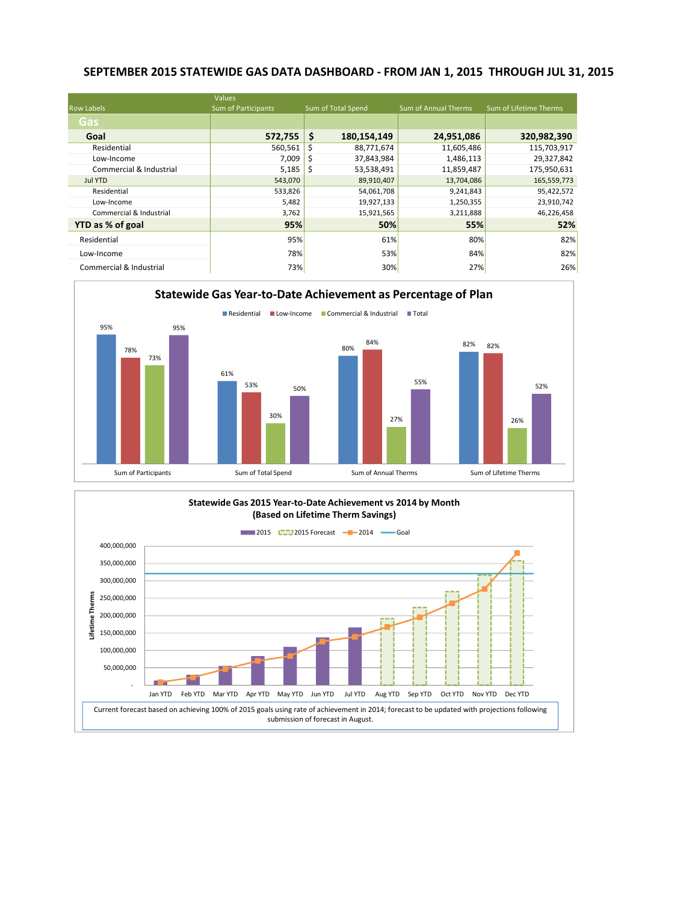# SEPTEMBER 2015 STATEWIDE GAS DATA DASHBOARD - FROM JAN 1, 2015 THROUGH JUL 31, 2015

| Row Labels | Sum of Participants | Sum of Total Spend | Sum of Annual Therms | Sum of Lifetime Therms |
|---|---|---|---|---|
| **Gas** | | | | |
| **Goal** | **572,755** | **$ 180,154,149** | **24,951,086** | **320,982,390** |
| Residential | 560,561 | $ 88,771,674 | 11,605,486 | 115,703,917 |
| Low-Income | 7,009 | $ 37,843,984 | 1,486,113 | 29,327,842 |
| Commercial & Industrial | 5,185 | $ 53,538,491 | 11,859,487 | 175,950,631 |
| Jul YTD | 543,070 | 89,910,407 | 13,704,086 | 165,559,773 |
| Residential | 533,826 | 54,061,708 | 9,241,843 | 95,422,572 |
| Low-Income | 5,482 | 19,927,133 | 1,250,355 | 23,910,742 |
| Commercial & Industrial | 3,762 | 15,921,565 | 3,211,888 | 46,226,458 |
| **YTD as % of goal** | **95%** | **50%** | **55%** | **52%** |
| Residential | 95% | 61% | 80% | 82% |
| Low-Income | 78% | 53% | 84% | 82% |
| Commercial & Industrial | 73% | 30% | 27% | 26% |

## Statewide Gas Year-to-Date Achievement as Percentage of Plan

| | Residential | Low-Income | Commercial & Industrial | Total |
|---|---|---|---|---|
| Sum of Participants | 95% | 78% | 73% | 95% |
| Sum of Total Spend | 61% | 53% | 30% | 50% |
| Sum of Annual Therms | 80% | 84% | 27% | 55% |
| Sum of Lifetime Therms | 82% | 82% | 26% | 52% |

## Statewide Gas 2015 Year-to-Date Achievement vs 2014 by Month (Based on Lifetime Therm Savings)

Legend: 2015, 2015 Forecast, 2014, Goal

Y-axis: Lifetime Therms (- to 400,000,000)

X-axis: Jan YTD, Feb YTD, Mar YTD, Apr YTD, May YTD, Jun YTD, Jul YTD, Aug YTD, Sep YTD, Oct YTD, Nov YTD, Dec YTD

Current forecast based on achieving 100% of 2015 goals using rate of achievement in 2014; forecast to be updated with projections following submission of forecast in August.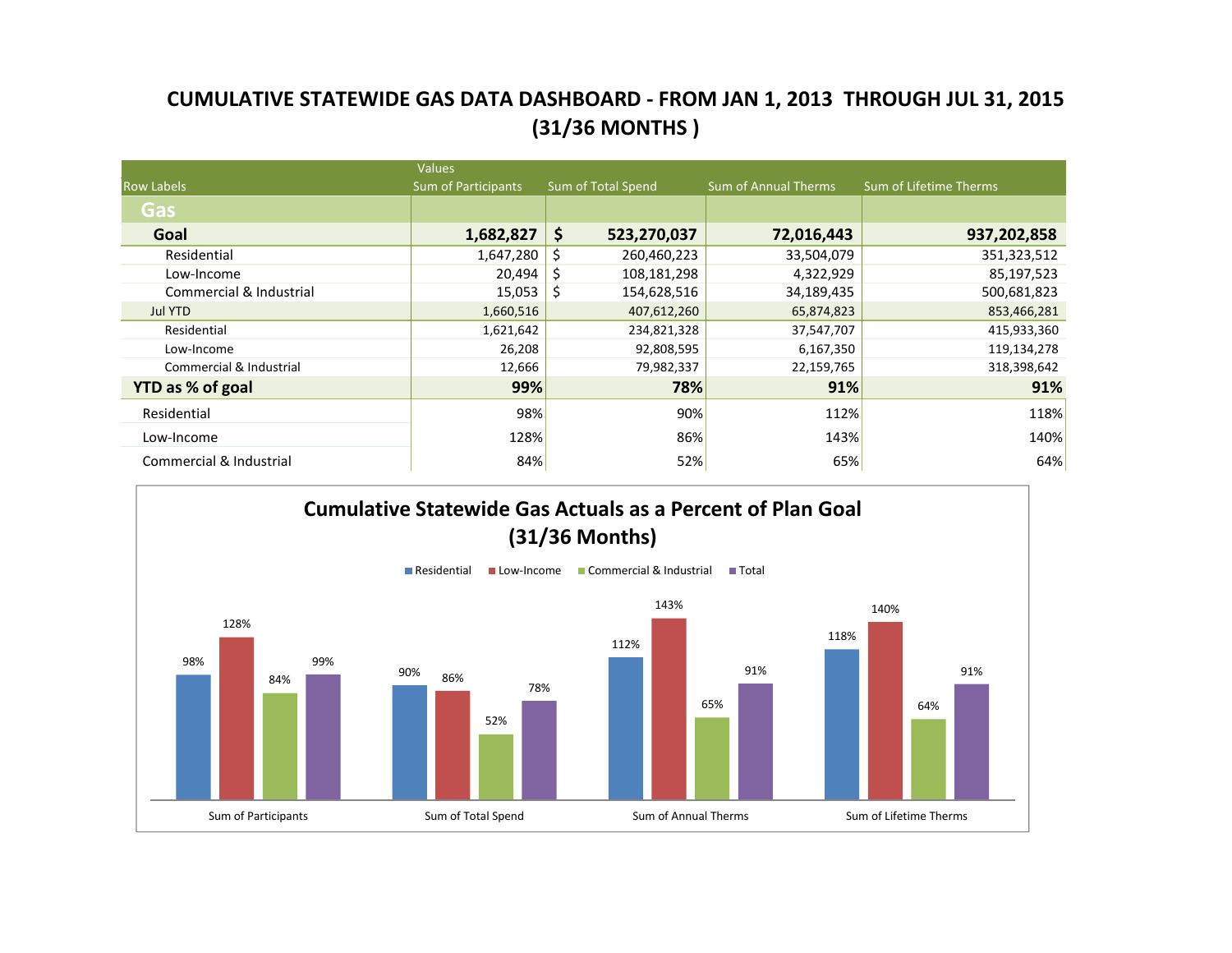# CUMULATIVE STATEWIDE GAS DATA DASHBOARD - FROM JAN 1, 2013 THROUGH JUL 31, 2015 (31/36 MONTHS )

| Row Labels | Values<br>Sum of Participants | Sum of Total Spend | Sum of Annual Therms | Sum of Lifetime Therms |
|---|---|---|---|---|
| **Gas** | | | | |
| **Goal** | **1,682,827** | **$ 523,270,037** | **72,016,443** | **937,202,858** |
| Residential | 1,647,280 | $ 260,460,223 | 33,504,079 | 351,323,512 |
| Low-Income | 20,494 | $ 108,181,298 | 4,322,929 | 85,197,523 |
| Commercial & Industrial | 15,053 | $ 154,628,516 | 34,189,435 | 500,681,823 |
| Jul YTD | 1,660,516 | 407,612,260 | 65,874,823 | 853,466,281 |
| Residential | 1,621,642 | 234,821,328 | 37,547,707 | 415,933,360 |
| Low-Income | 26,208 | 92,808,595 | 6,167,350 | 119,134,278 |
| Commercial & Industrial | 12,666 | 79,982,337 | 22,159,765 | 318,398,642 |
| **YTD as % of goal** | **99%** | **78%** | **91%** | **91%** |
| Residential | 98% | 90% | 112% | 118% |
| Low-Income | 128% | 86% | 143% | 140% |
| Commercial & Industrial | 84% | 52% | 65% | 64% |

**Cumulative Statewide Gas Actuals as a Percent of Plan Goal (31/36 Months)**

Residential Low-Income Commercial & Industrial Total

98% 128% 84% 99%
Sum of Participants

90% 86% 52% 78%
Sum of Total Spend

112% 143% 65% 91%
Sum of Annual Therms

118% 140% 64% 91%
Sum of Lifetime Therms